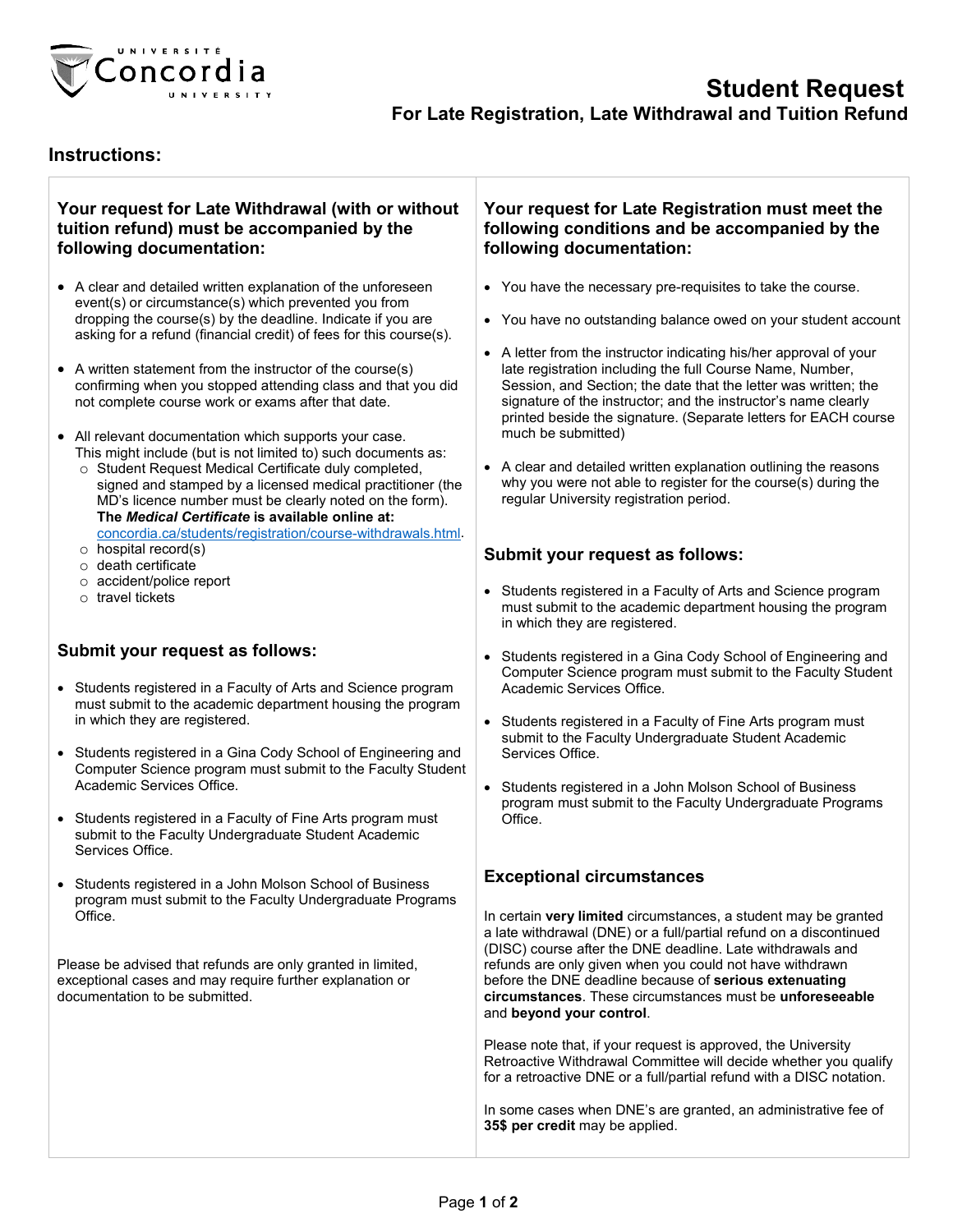Université Concordia University

# Student Request

## For Late Registration, Late Withdrawal and Tuition Refund

## Instructions:

### Your request for Late Withdrawal (with or without tuition refund) must be accompanied by the following documentation:

- A clear and detailed written explanation of the unforeseen event(s) or circumstance(s) which prevented you from dropping the course(s) by the deadline. Indicate if you are asking for a refund (financial credit) of fees for this course(s).
- A written statement from the instructor of the course(s) confirming when you stopped attending class and that you did not complete course work or exams after that date.
- All relevant documentation which supports your case. This might include (but is not limited to) such documents as:
  - Student Request Medical Certificate duly completed, signed and stamped by a licensed medical practitioner (the MD's licence number must be clearly noted on the form). **The *Medical Certificate* is available online at:** [concordia.ca/students/registration/course-withdrawals.html](concordia.ca/students/registration/course-withdrawals.html).
  - hospital record(s)
  - death certificate
  - accident/police report
  - travel tickets

### Submit your request as follows:

- Students registered in a Faculty of Arts and Science program must submit to the academic department housing the program in which they are registered.
- Students registered in a Gina Cody School of Engineering and Computer Science program must submit to the Faculty Student Academic Services Office.
- Students registered in a Faculty of Fine Arts program must submit to the Faculty Undergraduate Student Academic Services Office.
- Students registered in a John Molson School of Business program must submit to the Faculty Undergraduate Programs Office.

Please be advised that refunds are only granted in limited, exceptional cases and may require further explanation or documentation to be submitted.

### Your request for Late Registration must meet the following conditions and be accompanied by the following documentation:

- You have the necessary pre-requisites to take the course.
- You have no outstanding balance owed on your student account
- A letter from the instructor indicating his/her approval of your late registration including the full Course Name, Number, Session, and Section; the date that the letter was written; the signature of the instructor; and the instructor's name clearly printed beside the signature. (Separate letters for EACH course much be submitted)
- A clear and detailed written explanation outlining the reasons why you were not able to register for the course(s) during the regular University registration period.

### Submit your request as follows:

- Students registered in a Faculty of Arts and Science program must submit to the academic department housing the program in which they are registered.
- Students registered in a Gina Cody School of Engineering and Computer Science program must submit to the Faculty Student Academic Services Office.
- Students registered in a Faculty of Fine Arts program must submit to the Faculty Undergraduate Student Academic Services Office.
- Students registered in a John Molson School of Business program must submit to the Faculty Undergraduate Programs Office.

### Exceptional circumstances

In certain **very limited** circumstances, a student may be granted a late withdrawal (DNE) or a full/partial refund on a discontinued (DISC) course after the DNE deadline. Late withdrawals and refunds are only given when you could not have withdrawn before the DNE deadline because of **serious extenuating circumstances**. These circumstances must be **unforeseeable** and **beyond your control**.

Please note that, if your request is approved, the University Retroactive Withdrawal Committee will decide whether you qualify for a retroactive DNE or a full/partial refund with a DISC notation.

In some cases when DNE's are granted, an administrative fee of **35$ per credit** may be applied.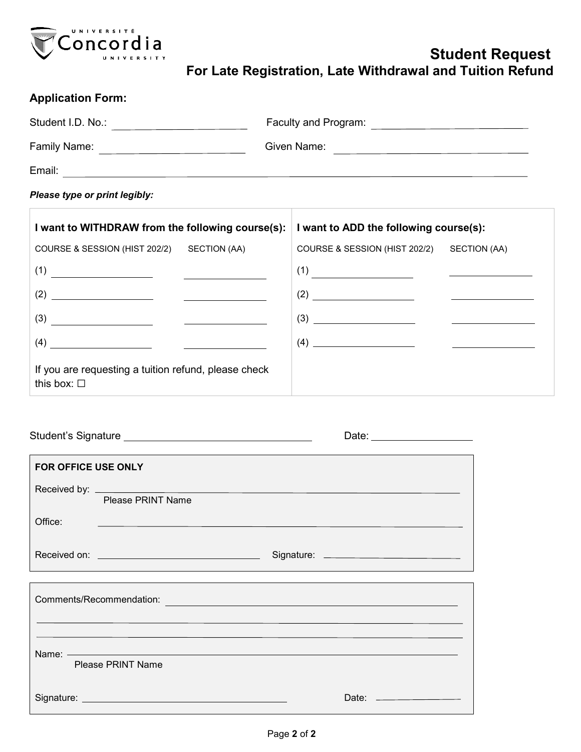# Student Request

## For Late Registration, Late Withdrawal and Tuition Refund

### Application Form:

Student I.D. No.: ______________________ Faculty and Program: ___________________________

Family Name: _________________________ Given Name: _________________________________

Email: ____________________________________________________________________________

***Please type or print legibly:***

| **I want to WITHDRAW from the following course(s):** | | **I want to ADD the following course(s):** | |
|---|---|---|---|
| COURSE & SESSION (HIST 202/2) | SECTION (AA) | COURSE & SESSION (HIST 202/2) | SECTION (AA) |
| (1) _______________ | _______________ | (1) _______________ | _______________ |
| (2) _______________ | _______________ | (2) _______________ | _______________ |
| (3) _______________ | _______________ | (3) _______________ | _______________ |
| (4) _______________ | _______________ | (4) _______________ | _______________ |
| If you are requesting a tuition refund, please check this box: ☐ | | | |

Student's Signature _______________________________ Date: _________________

**FOR OFFICE USE ONLY**

Received by: _______________________________________________________________
Please PRINT Name

Office: ____________________________________________________________________

Received on: _________________________ Signature: _________________________

Comments/Recommendation: ____________________________________________________

___________________________________________________________________________

___________________________________________________________________________

Name: _____________________________________________________________________
Please PRINT Name

Signature: ___________________________________ Date: _______________